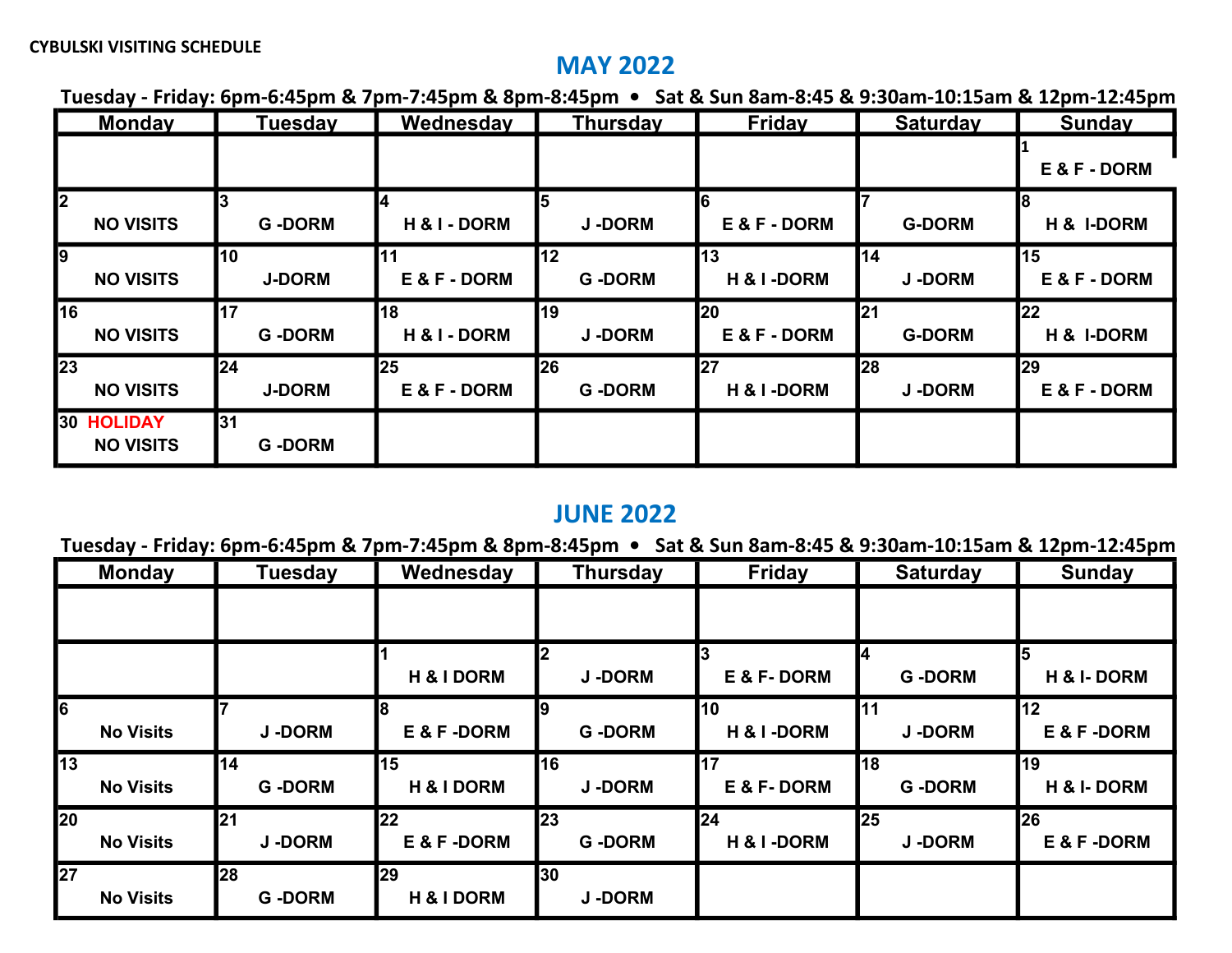**CYBULSKI VISITING SCHEDULE**

## MAY 2022

**Tuesday - Friday: 6pm-6:45pm & 7pm-7:45pm & 8pm-8:45pm • Sat & Sun 8am-8:45 & 9:30am-10:15am & 12pm-12:45pm**

| Monday | Tuesday | Wednesday | Thursday | Friday | Saturday | Sunday |
|---|---|---|---|---|---|---|
| | | | | | | 1 E & F - DORM |
| 2 NO VISITS | 3 G -DORM | 4 H & I - DORM | 5 J -DORM | 6 E & F - DORM | 7 G-DORM | 8 H & I-DORM |
| 9 NO VISITS | 10 J-DORM | 11 E & F - DORM | 12 G -DORM | 13 H & I -DORM | 14 J -DORM | 15 E & F - DORM |
| 16 NO VISITS | 17 G -DORM | 18 H & I - DORM | 19 J -DORM | 20 E & F - DORM | 21 G-DORM | 22 H & I-DORM |
| 23 NO VISITS | 24 J-DORM | 25 E & F - DORM | 26 G -DORM | 27 H & I -DORM | 28 J -DORM | 29 E & F - DORM |
| 30 HOLIDAY NO VISITS | 31 G -DORM | | | | | |

## JUNE 2022

**Tuesday - Friday: 6pm-6:45pm & 7pm-7:45pm & 8pm-8:45pm • Sat & Sun 8am-8:45 & 9:30am-10:15am & 12pm-12:45pm**

| Monday | Tuesday | Wednesday | Thursday | Friday | Saturday | Sunday |
|---|---|---|---|---|---|---|
| | | | | | | |
| | | 1 H & I DORM | 2 J -DORM | 3 E & F- DORM | 4 G -DORM | 5 H & I- DORM |
| 6 No Visits | 7 J -DORM | 8 E & F -DORM | 9 G -DORM | 10 H & I -DORM | 11 J -DORM | 12 E & F -DORM |
| 13 No Visits | 14 G -DORM | 15 H & I DORM | 16 J -DORM | 17 E & F- DORM | 18 G -DORM | 19 H & I- DORM |
| 20 No Visits | 21 J -DORM | 22 E & F -DORM | 23 G -DORM | 24 H & I -DORM | 25 J -DORM | 26 E & F -DORM |
| 27 No Visits | 28 G -DORM | 29 H & I DORM | 30 J -DORM | | | |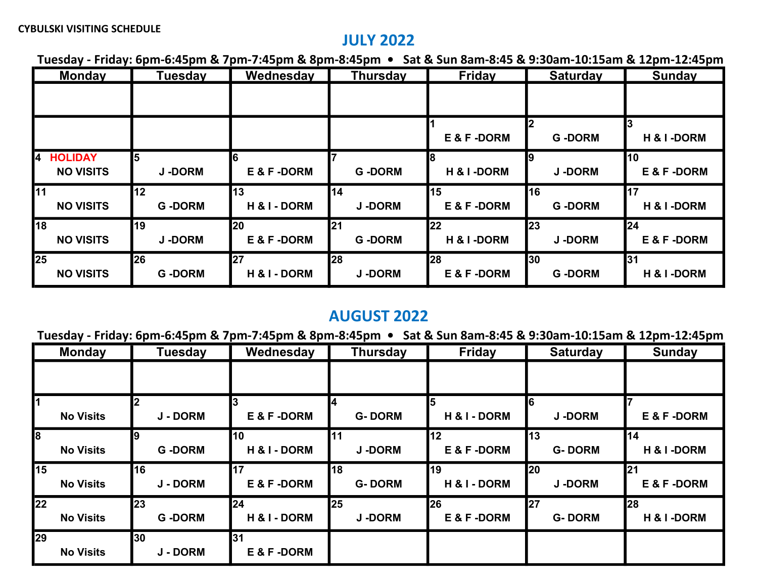CYBULSKI VISITING SCHEDULE

## JULY 2022

**Tuesday - Friday: 6pm-6:45pm & 7pm-7:45pm & 8pm-8:45pm • Sat & Sun 8am-8:45 & 9:30am-10:15am & 12pm-12:45pm**

| Monday | Tuesday | Wednesday | Thursday | Friday | Saturday | Sunday |
|---|---|---|---|---|---|---|
| | | | | | | |
| | | | | 1 E & F -DORM | 2 G -DORM | 3 H & I -DORM |
| 4 HOLIDAY NO VISITS | 5 J -DORM | 6 E & F -DORM | 7 G -DORM | 8 H & I -DORM | 9 J -DORM | 10 E & F -DORM |
| 11 NO VISITS | 12 G -DORM | 13 H & I - DORM | 14 J -DORM | 15 E & F -DORM | 16 G -DORM | 17 H & I -DORM |
| 18 NO VISITS | 19 J -DORM | 20 E & F -DORM | 21 G -DORM | 22 H & I -DORM | 23 J -DORM | 24 E & F -DORM |
| 25 NO VISITS | 26 G -DORM | 27 H & I - DORM | 28 J -DORM | 28 E & F -DORM | 30 G -DORM | 31 H & I -DORM |

## AUGUST 2022

**Tuesday - Friday: 6pm-6:45pm & 7pm-7:45pm & 8pm-8:45pm • Sat & Sun 8am-8:45 & 9:30am-10:15am & 12pm-12:45pm**

| Monday | Tuesday | Wednesday | Thursday | Friday | Saturday | Sunday |
|---|---|---|---|---|---|---|
| | | | | | | |
| 1 No Visits | 2 J - DORM | 3 E & F -DORM | 4 G- DORM | 5 H & I - DORM | 6 J -DORM | 7 E & F -DORM |
| 8 No Visits | 9 G -DORM | 10 H & I - DORM | 11 J -DORM | 12 E & F -DORM | 13 G- DORM | 14 H & I -DORM |
| 15 No Visits | 16 J - DORM | 17 E & F -DORM | 18 G- DORM | 19 H & I - DORM | 20 J -DORM | 21 E & F -DORM |
| 22 No Visits | 23 G -DORM | 24 H & I - DORM | 25 J -DORM | 26 E & F -DORM | 27 G- DORM | 28 H & I -DORM |
| 29 No Visits | 30 J - DORM | 31 E & F -DORM | | | | |